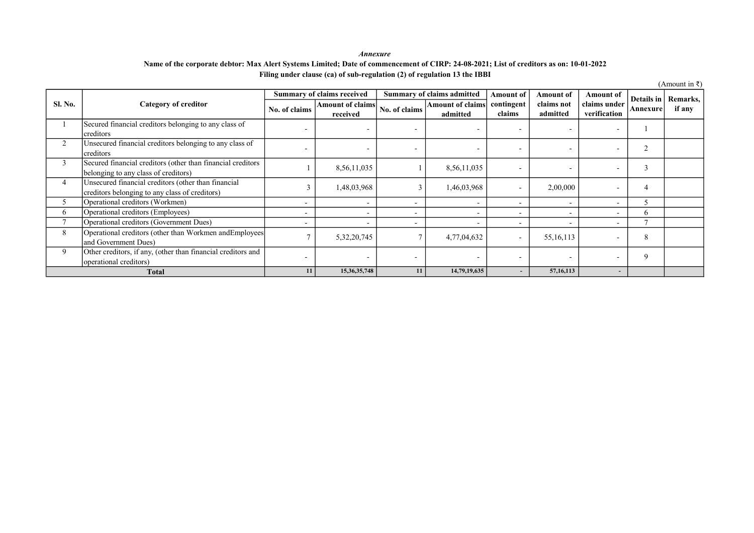*Annexure*

**Name of the corporate debtor: Max Alert Systems Limited; Date of commencement of CIRP: 24-08-2021; List of creditors as on: 10-01-2022**

**Filing under clause (ca) of sub-regulation (2) of regulation 13 the IBBI**

(Amount in ₹)

| Sl. No. | Category of creditor | Summary of claims received | | Summary of claims admitted | | Amount of contingent claims | Amount of claims not admitted | Amount of claims under verification | Details in Annexure | Remarks, if any |
|---|---|---|---|---|---|---|---|---|---|---|
| | | No. of claims | Amount of claims received | No. of claims | Amount of claims admitted | | | | | |
| 1 | Secured financial creditors belonging to any class of creditors | - | - | - | - | - | - | - | 1 | |
| 2 | Unsecured financial creditors belonging to any class of creditors | - | - | - | - | - | - | - | 2 | |
| 3 | Secured financial creditors (other than financial creditors belonging to any class of creditors) | 1 | 8,56,11,035 | 1 | 8,56,11,035 | - | - | - | 3 | |
| 4 | Unsecured financial creditors (other than financial creditors belonging to any class of creditors) | 3 | 1,48,03,968 | 3 | 1,46,03,968 | - | 2,00,000 | - | 4 | |
| 5 | Operational creditors (Workmen) | - | - | - | - | - | - | - | 5 | |
| 6 | Operational creditors (Employees) | - | - | - | - | - | - | - | 6 | |
| 7 | Operational creditors (Government Dues) | - | - | - | - | - | - | - | 7 | |
| 8 | Operational creditors (other than Workmen andEmployees and Government Dues) | 7 | 5,32,20,745 | 7 | 4,77,04,632 | - | 55,16,113 | - | 8 | |
| 9 | Other creditors, if any, (other than financial creditors and operational creditors) | - | - | - | - | - | - | - | 9 | |
| **Total** | | **11** | **15,36,35,748** | **11** | **14,79,19,635** | **-** | **57,16,113** | **-** | | |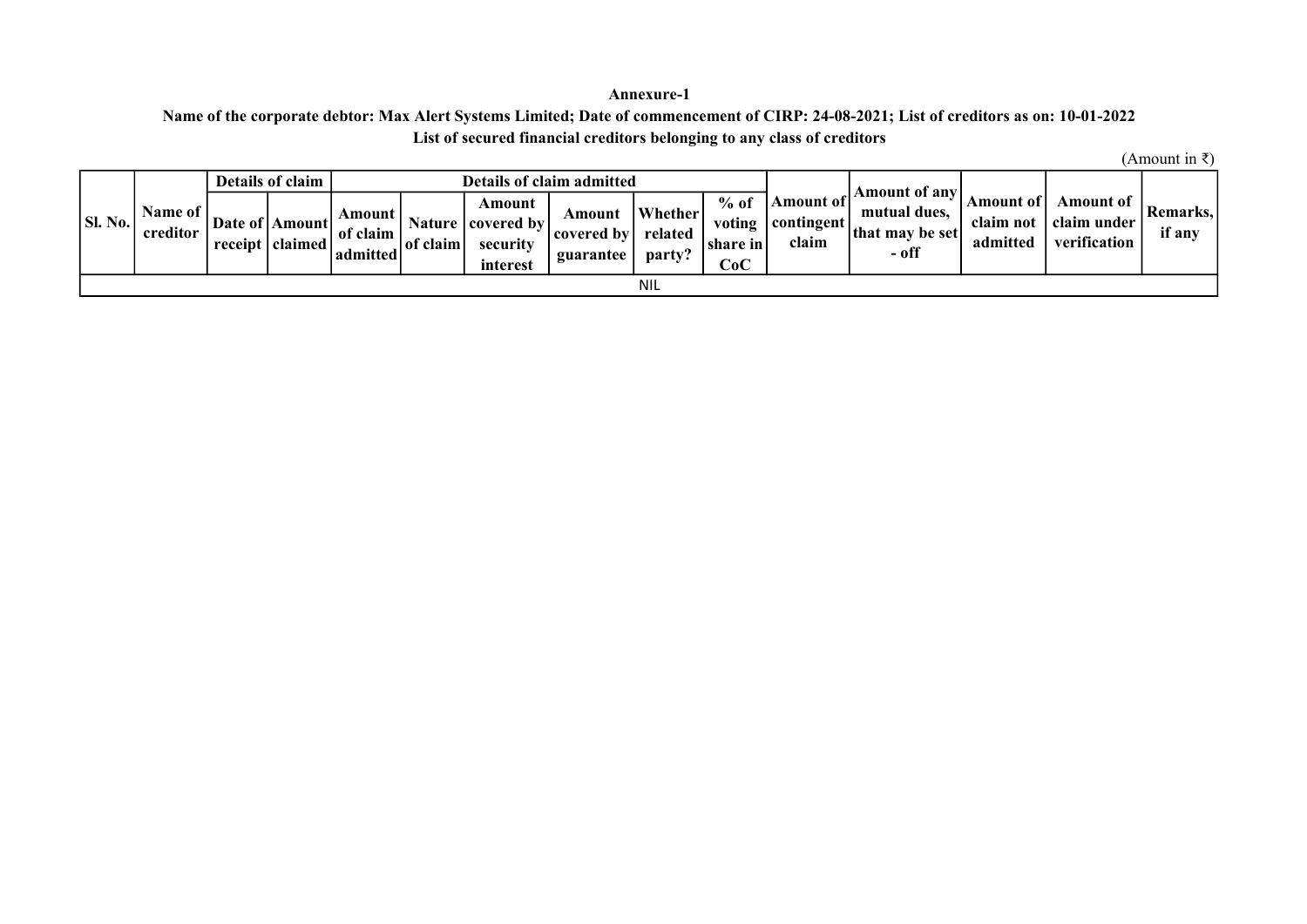**Annexure-1**

**Name of the corporate debtor: Max Alert Systems Limited; Date of commencement of CIRP: 24-08-2021; List of creditors as on: 10-01-2022**

**List of secured financial creditors belonging to any class of creditors**

(Amount in ₹)

| Sl. No. | Name of creditor | Details of claim | | Details of claim admitted | | | | | | Amount of contingent claim | Amount of any mutual dues, that may be set - off | Amount of claim not admitted | Amount of claim under verification | Remarks, if any |
|---|---|---|---|---|---|---|---|---|---|---|---|---|---|---|
| | | Date of receipt | Amount claimed | Amount of claim admitted | Nature of claim | Amount covered by security interest | Amount covered by guarantee | Whether related party? | % of voting share in CoC | | | | | |
| NIL | | | | | | | | | | | | | | |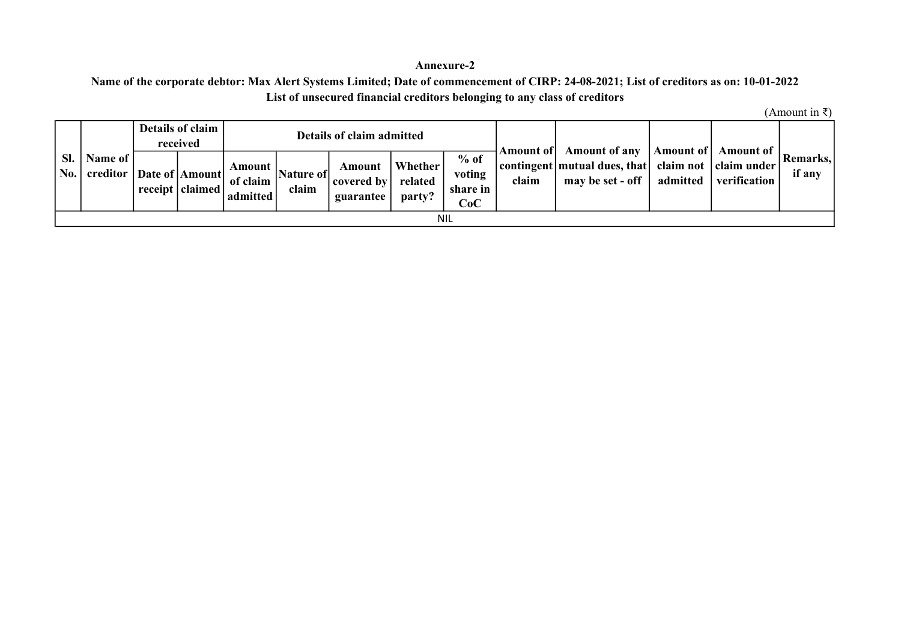**Annexure-2**

**Name of the corporate debtor: Max Alert Systems Limited; Date of commencement of CIRP: 24-08-2021; List of creditors as on: 10-01-2022**

**List of unsecured financial creditors belonging to any class of creditors**

(Amount in ₹)

| Sl. No. | Name of creditor | Details of claim received | | Details of claim admitted | | | | | Amount of contingent claim | Amount of any mutual dues, that may be set - off | Amount of claim not admitted | Amount of claim under verification | Remarks, if any |
|---|---|---|---|---|---|---|---|---|---|---|---|---|---|
| | | Date of receipt | Amount claimed | Amount of claim admitted | Nature of claim | Amount covered by guarantee | Whether related party? | % of voting share in CoC | | | | | |
| NIL | | | | | | | | | | | | | |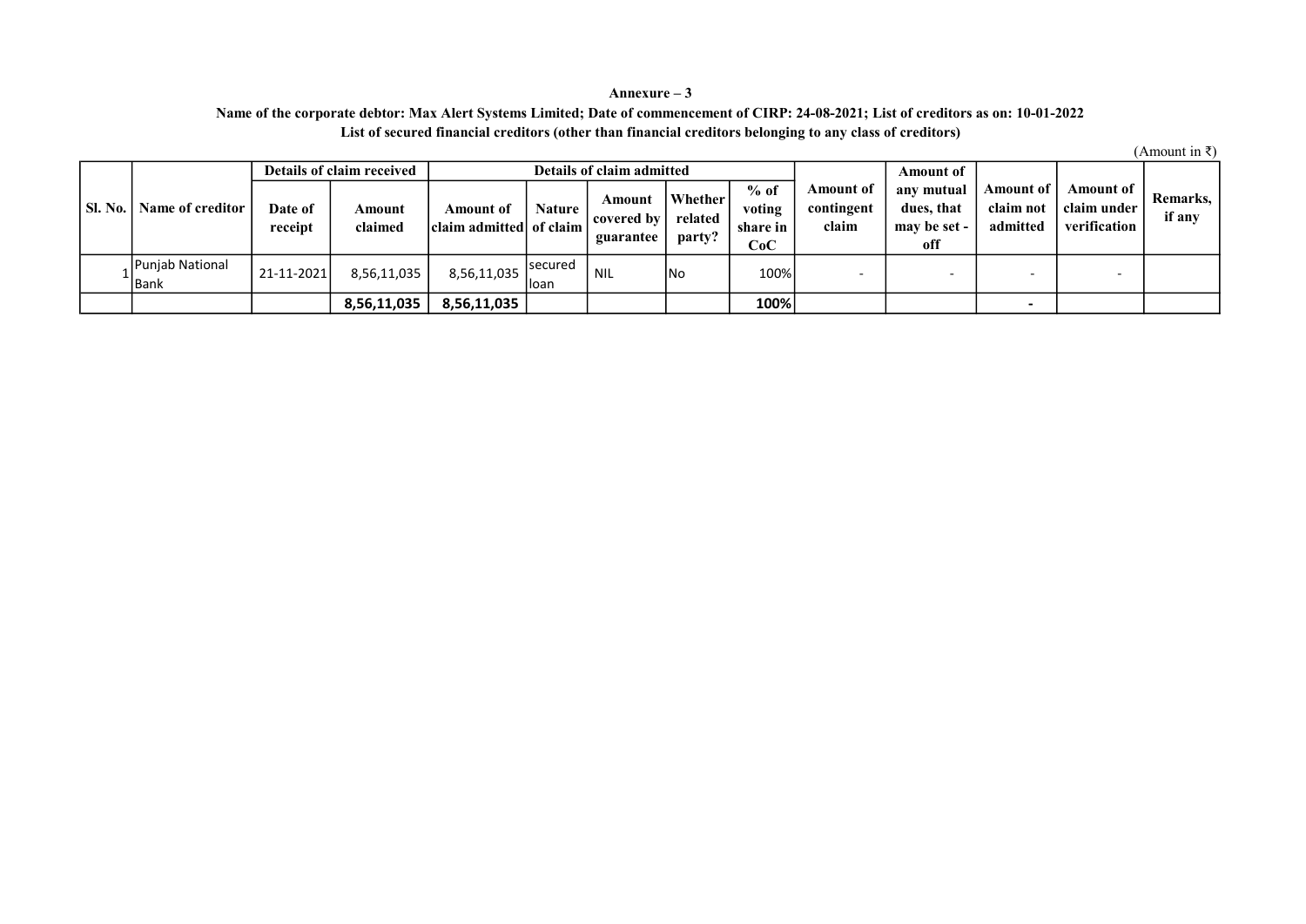**Annexure – 3**

**Name of the corporate debtor: Max Alert Systems Limited; Date of commencement of CIRP: 24-08-2021; List of creditors as on: 10-01-2022**

**List of secured financial creditors (other than financial creditors belonging to any class of creditors)**

(Amount in ₹)

| Sl. No. | Name of creditor | Details of claim received | | Details of claim admitted | | | | | Amount of contingent claim | Amount of any mutual dues, that may be set - off | Amount of claim not admitted | Amount of claim under verification | Remarks, if any |
|---|---|---|---|---|---|---|---|---|---|---|---|---|---|
| | | Date of receipt | Amount claimed | Amount of claim admitted | Nature of claim | Amount covered by guarantee | Whether related party? | % of voting share in CoC | | | | | |
| 1 | Punjab National Bank | 21-11-2021 | 8,56,11,035 | 8,56,11,035 | secured loan | NIL | No | 100% | - | - | - | - | |
| | | | **8,56,11,035** | **8,56,11,035** | | | | **100%** | | | **-** | | |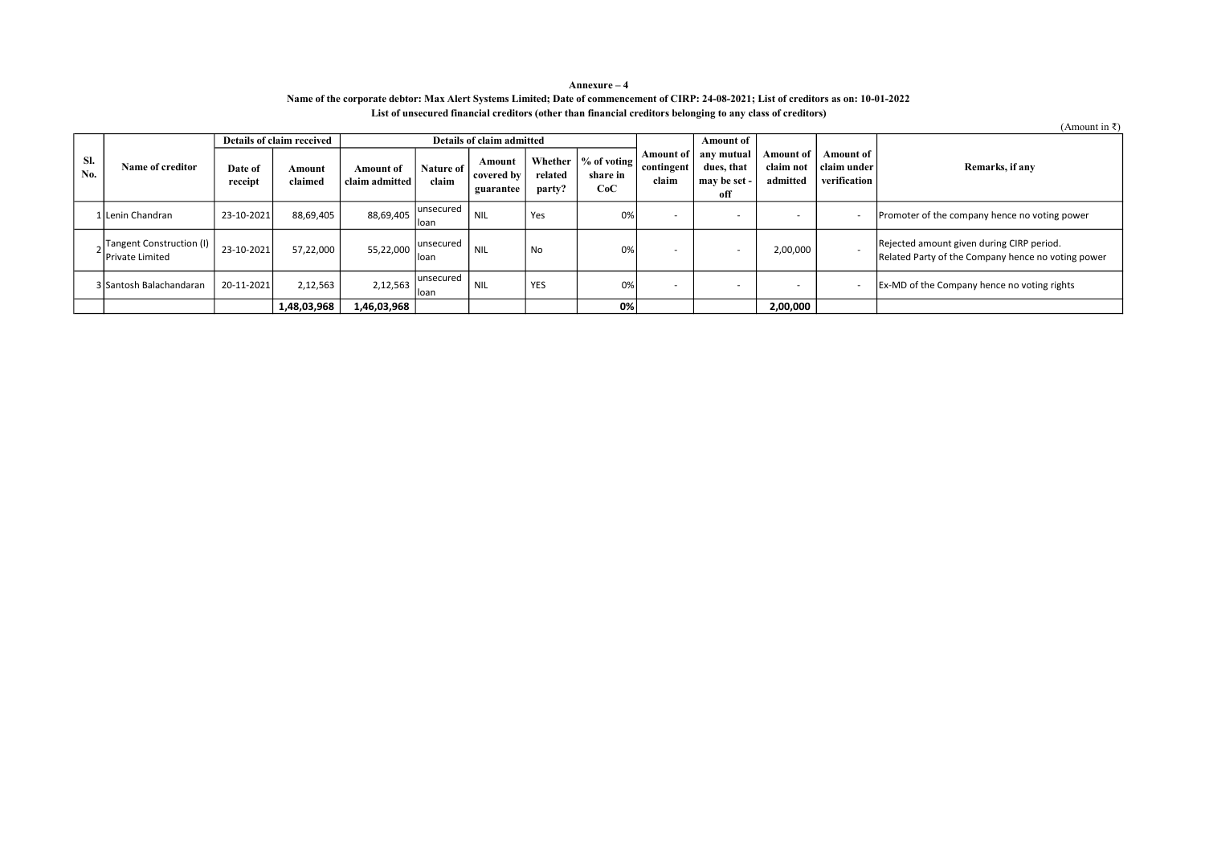**Annexure – 4**

**Name of the corporate debtor: Max Alert Systems Limited; Date of commencement of CIRP: 24-08-2021; List of creditors as on: 10-01-2022**

**List of unsecured financial creditors (other than financial creditors belonging to any class of creditors)**

(Amount in ₹)

| Sl. No. | Name of creditor | Details of claim received | | Details of claim admitted | | | | | Amount of contingent claim | Amount of any mutual dues, that may be set - off | Amount of claim not admitted | Amount of claim under verification | Remarks, if any |
|---|---|---|---|---|---|---|---|---|---|---|---|---|---|
| | | Date of receipt | Amount claimed | Amount of claim admitted | Nature of claim | Amount covered by guarantee | Whether related party? | % of voting share in CoC | | | | | |
| 1 | Lenin Chandran | 23-10-2021 | 88,69,405 | 88,69,405 | unsecured loan | NIL | Yes | 0% | - | - | - | - | Promoter of the company hence no voting power |
| 2 | Tangent Construction (I) Private Limited | 23-10-2021 | 57,22,000 | 55,22,000 | unsecured loan | NIL | No | 0% | - | - | 2,00,000 | - | Rejected amount given during CIRP period. Related Party of the Company hence no voting power |
| 3 | Santosh Balachandaran | 20-11-2021 | 2,12,563 | 2,12,563 | unsecured loan | NIL | YES | 0% | - | - | - | - | Ex-MD of the Company hence no voting rights |
| | | | **1,48,03,968** | **1,46,03,968** | | | | **0%** | | | **2,00,000** | | |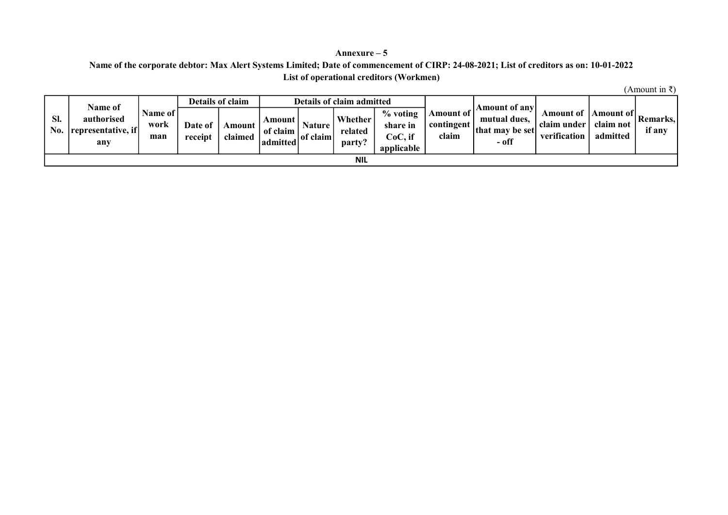**Annexure – 5**

**Name of the corporate debtor: Max Alert Systems Limited; Date of commencement of CIRP: 24-08-2021; List of creditors as on: 10-01-2022**

**List of operational creditors (Workmen)**

(Amount in ₹)

| Sl. No. | Name of authorised representative, if any | Name of work man | Details of claim | | Details of claim admitted | | | | Amount of contingent claim | Amount of any mutual dues, that may be set - off | Amount of claim under verification | Amount of claim not admitted | Remarks, if any |
|---|---|---|---|---|---|---|---|---|---|---|---|---|---|
| | | | Date of receipt | Amount claimed | Amount of claim admitted | Nature of claim | Whether related party? | % voting share in CoC, if applicable | | | | | |
| NIL | | | | | | | | | | | | | |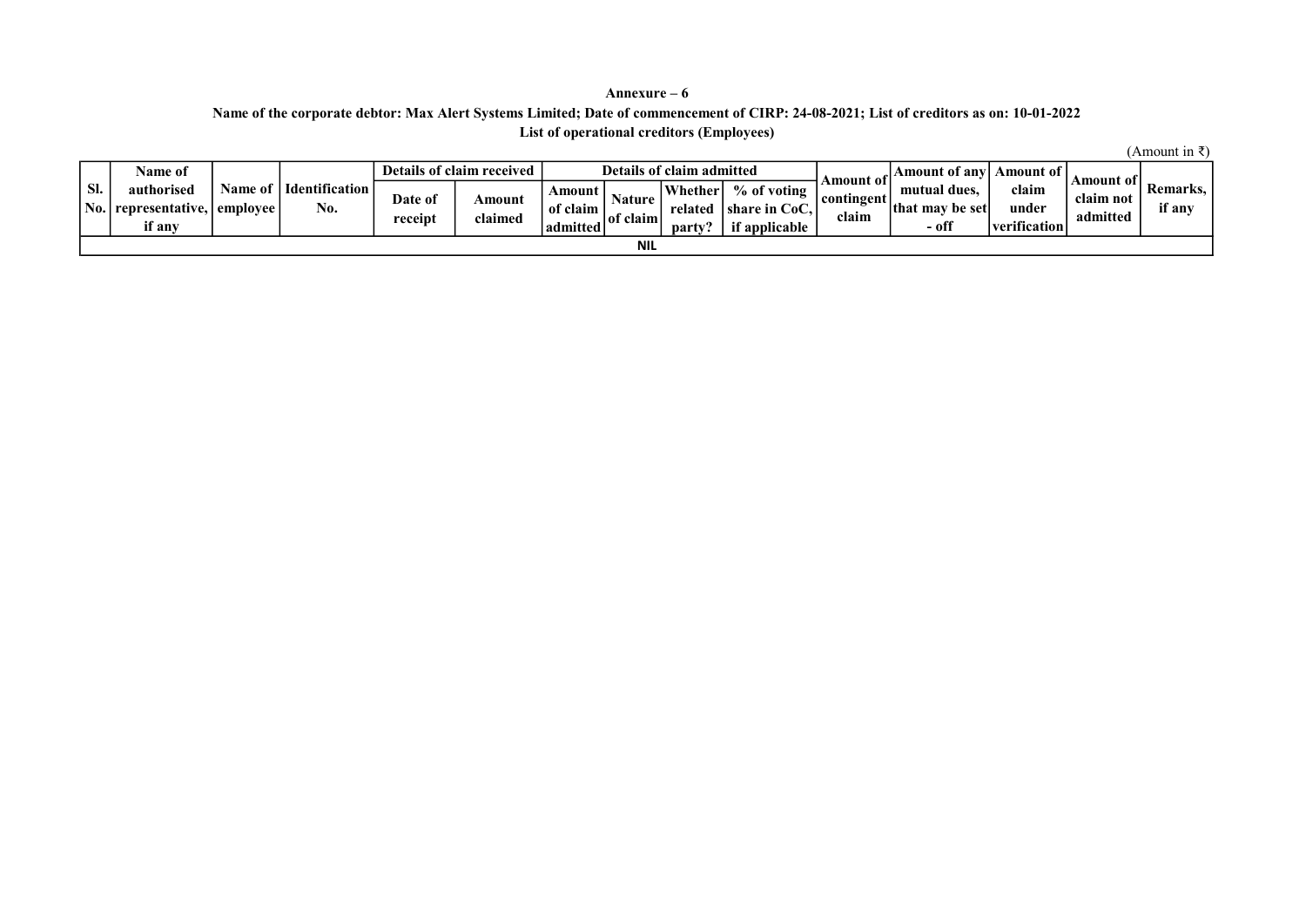**Annexure – 6**

**Name of the corporate debtor: Max Alert Systems Limited; Date of commencement of CIRP: 24-08-2021; List of creditors as on: 10-01-2022**

**List of operational creditors (Employees)**

(Amount in ₹)

| Sl. No. | Name of authorised representative, if any | Name of employee | Identification No. | Details of claim received | | Details of claim admitted | | | | Amount of contingent claim | Amount of any mutual dues, that may be set - off | Amount of claim under verification | Amount of claim not admitted | Remarks, if any |
|---|---|---|---|---|---|---|---|---|---|---|---|---|---|---|
| | | | | Date of receipt | Amount claimed | Amount of claim admitted | Nature of claim | Whether related party? | % of voting share in CoC, if applicable | | | | | |
| NIL | | | | | | | | | | | | | | |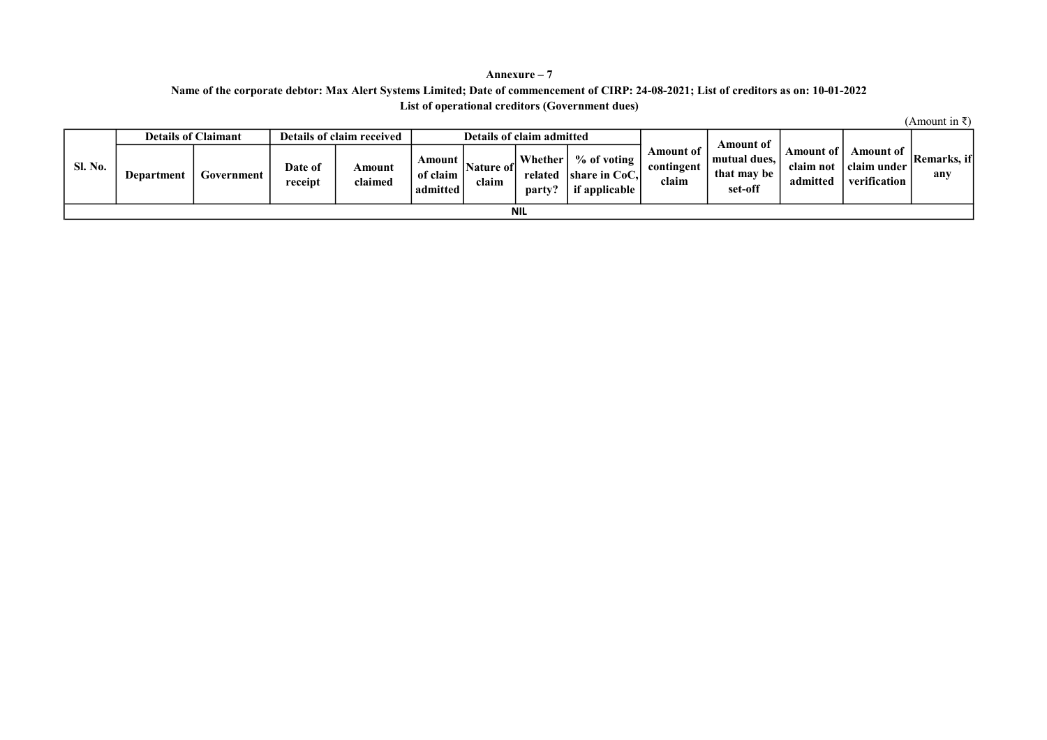**Annexure – 7**

**Name of the corporate debtor: Max Alert Systems Limited; Date of commencement of CIRP: 24-08-2021; List of creditors as on: 10-01-2022**

**List of operational creditors (Government dues)**

(Amount in ₹)

| Sl. No. | Details of Claimant | | Details of claim received | | Details of claim admitted | | | | Amount of contingent claim | Amount of mutual dues, that may be set-off | Amount of claim not admitted | Amount of claim under verification | Remarks, if any |
|---|---|---|---|---|---|---|---|---|---|---|---|---|---|
| | Department | Government | Date of receipt | Amount claimed | Amount of claim admitted | Nature of claim | Whether related party? | % of voting share in CoC, if applicable | | | | | |
| NIL | | | | | | | | | | | | | |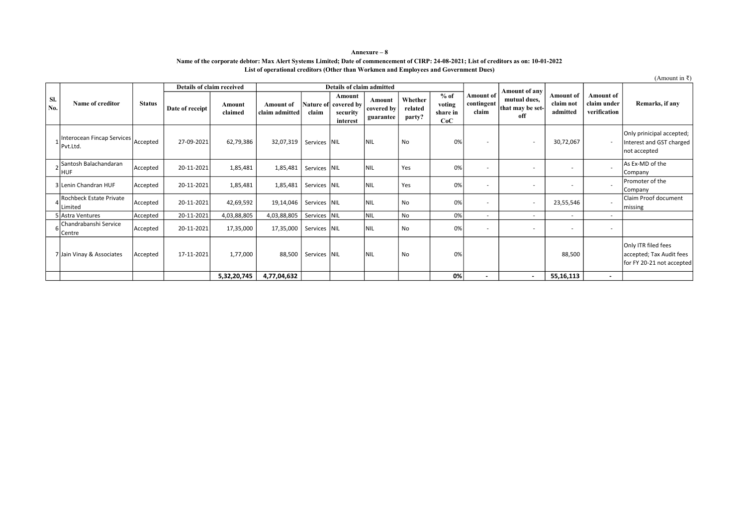**Annexure – 8**

**Name of the corporate debtor: Max Alert Systems Limited; Date of commencement of CIRP: 24-08-2021; List of creditors as on: 10-01-2022**

**List of operational creditors (Other than Workmen and Employees and Government Dues)**

(Amount in ₹)

| Sl. No. | Name of creditor | Status | Details of claim received | | Details of claim admitted | | | | | | Amount of contingent claim | Amount of any mutual dues, that may be set-off | Amount of claim not admitted | Amount of claim under verification | Remarks, if any |
|---|---|---|---|---|---|---|---|---|---|---|---|---|---|---|---|
| | | | Date of receipt | Amount claimed | Amount of claim admitted | Nature of claim | Amount covered by security interest | Amount covered by guarantee | Whether related party? | % of voting share in CoC | | | | | |
| 1 | Interocean Fincap Services Pvt.Ltd. | Accepted | 27-09-2021 | 62,79,386 | 32,07,319 | Services | NIL | NIL | No | 0% | - | - | 30,72,067 | - | Only prinicipal accepted; Interest and GST charged not accepted |
| 2 | Santosh Balachandaran HUF | Accepted | 20-11-2021 | 1,85,481 | 1,85,481 | Services | NIL | NIL | Yes | 0% | - | - | - | - | As Ex-MD of the Company |
| 3 | Lenin Chandran HUF | Accepted | 20-11-2021 | 1,85,481 | 1,85,481 | Services | NIL | NIL | Yes | 0% | - | - | - | - | Promoter of the Company |
| 4 | Rochbeck Estate Private Limited | Accepted | 20-11-2021 | 42,69,592 | 19,14,046 | Services | NIL | NIL | No | 0% | - | - | 23,55,546 | - | Claim Proof document missing |
| 5 | Astra Ventures | Accepted | 20-11-2021 | 4,03,88,805 | 4,03,88,805 | Services | NIL | NIL | No | 0% | - | - | - | - | |
| 6 | Chandrabanshi Service Centre | Accepted | 20-11-2021 | 17,35,000 | 17,35,000 | Services | NIL | NIL | No | 0% | - | - | - | - | |
| 7 | Jain Vinay & Associates | Accepted | 17-11-2021 | 1,77,000 | 88,500 | Services | NIL | NIL | No | 0% | | | 88,500 | | Only ITR filed fees accepted; Tax Audit fees for FY 20-21 not accepted |
| | | | | **5,32,20,745** | **4,77,04,632** | | | | | **0%** | **-** | **-** | **55,16,113** | **-** | |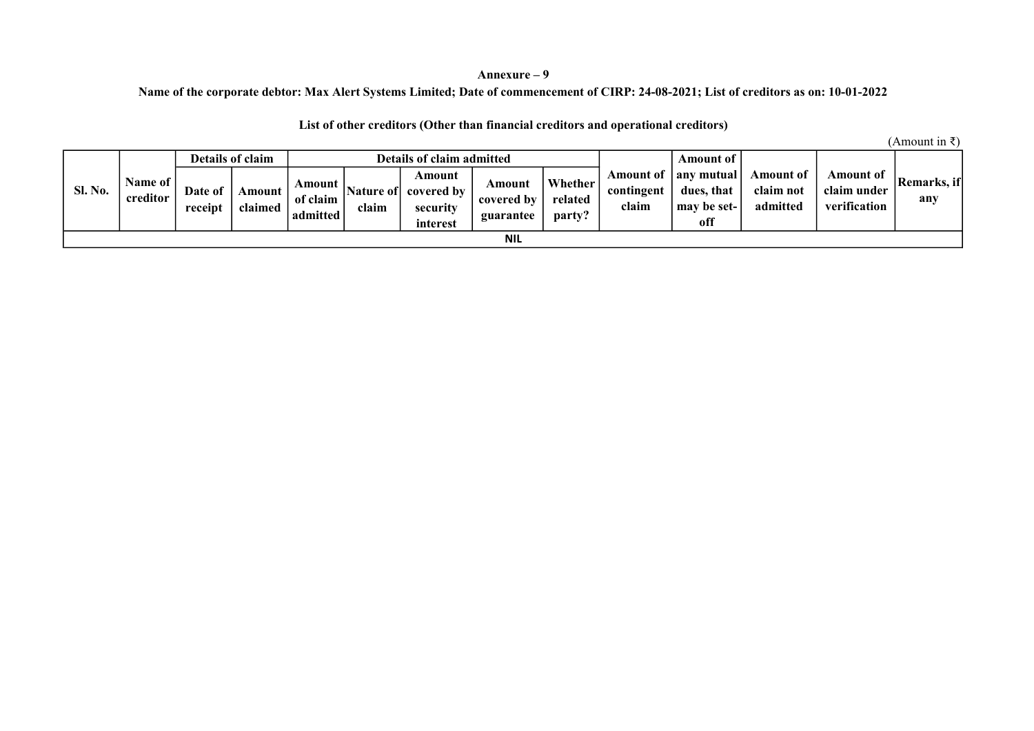**Annexure – 9**

**Name of the corporate debtor: Max Alert Systems Limited; Date of commencement of CIRP: 24-08-2021; List of creditors as on: 10-01-2022**

**List of other creditors (Other than financial creditors and operational creditors)**

(Amount in ₹)

| Sl. No. | Name of creditor | Details of claim | | Details of claim admitted | | | | | Amount of contingent claim | Amount of any mutual dues, that may be set-off | Amount of claim not admitted | Amount of claim under verification | Remarks, if any |
|---|---|---|---|---|---|---|---|---|---|---|---|---|---|
| | | Date of receipt | Amount claimed | Amount of claim admitted | Nature of claim | Amount covered by security interest | Amount covered by guarantee | Whether related party? | | | | | |
| NIL | | | | | | | | | | | | | |